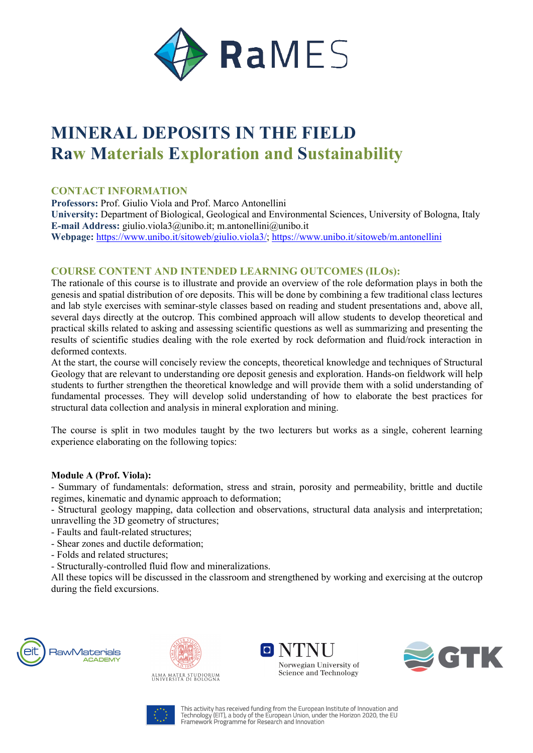# MINERAL DEPOSITS IN THE FIELD

## Raw Materials Exploration and Sustainability

### CONTACT INFORMATION

**Professors:** Prof. Giulio Viola and Prof. Marco Antonellini
**University:** Department of Biological, Geological and Environmental Sciences, University of Bologna, Italy
**E-mail Address:** giulio.viola3@unibo.it; m.antonellini@unibo.it
**Webpage:** https://www.unibo.it/sitoweb/giulio.viola3/; https://www.unibo.it/sitoweb/m.antonellini

### COURSE CONTENT AND INTENDED LEARNING OUTCOMES (ILOs):

The rationale of this course is to illustrate and provide an overview of the role deformation plays in both the genesis and spatial distribution of ore deposits. This will be done by combining a few traditional class lectures and lab style exercises with seminar-style classes based on reading and student presentations and, above all, several days directly at the outcrop. This combined approach will allow students to develop theoretical and practical skills related to asking and assessing scientific questions as well as summarizing and presenting the results of scientific studies dealing with the role exerted by rock deformation and fluid/rock interaction in deformed contexts.
At the start, the course will concisely review the concepts, theoretical knowledge and techniques of Structural Geology that are relevant to understanding ore deposit genesis and exploration. Hands-on fieldwork will help students to further strengthen the theoretical knowledge and will provide them with a solid understanding of fundamental processes. They will develop solid understanding of how to elaborate the best practices for structural data collection and analysis in mineral exploration and mining.

The course is split in two modules taught by the two lecturers but works as a single, coherent learning experience elaborating on the following topics:

**Module A (Prof. Viola):**

- Summary of fundamentals: deformation, stress and strain, porosity and permeability, brittle and ductile regimes, kinematic and dynamic approach to deformation;
- Structural geology mapping, data collection and observations, structural data analysis and interpretation; unravelling the 3D geometry of structures;
- Faults and fault-related structures;
- Shear zones and ductile deformation;
- Folds and related structures;
- Structurally-controlled fluid flow and mineralizations.

All these topics will be discussed in the classroom and strengthened by working and exercising at the outcrop during the field excursions.

This activity has received funding from the European Institute of Innovation and Technology (EIT), a body of the European Union, under the Horizon 2020, the EU Framework Programme for Research and Innovation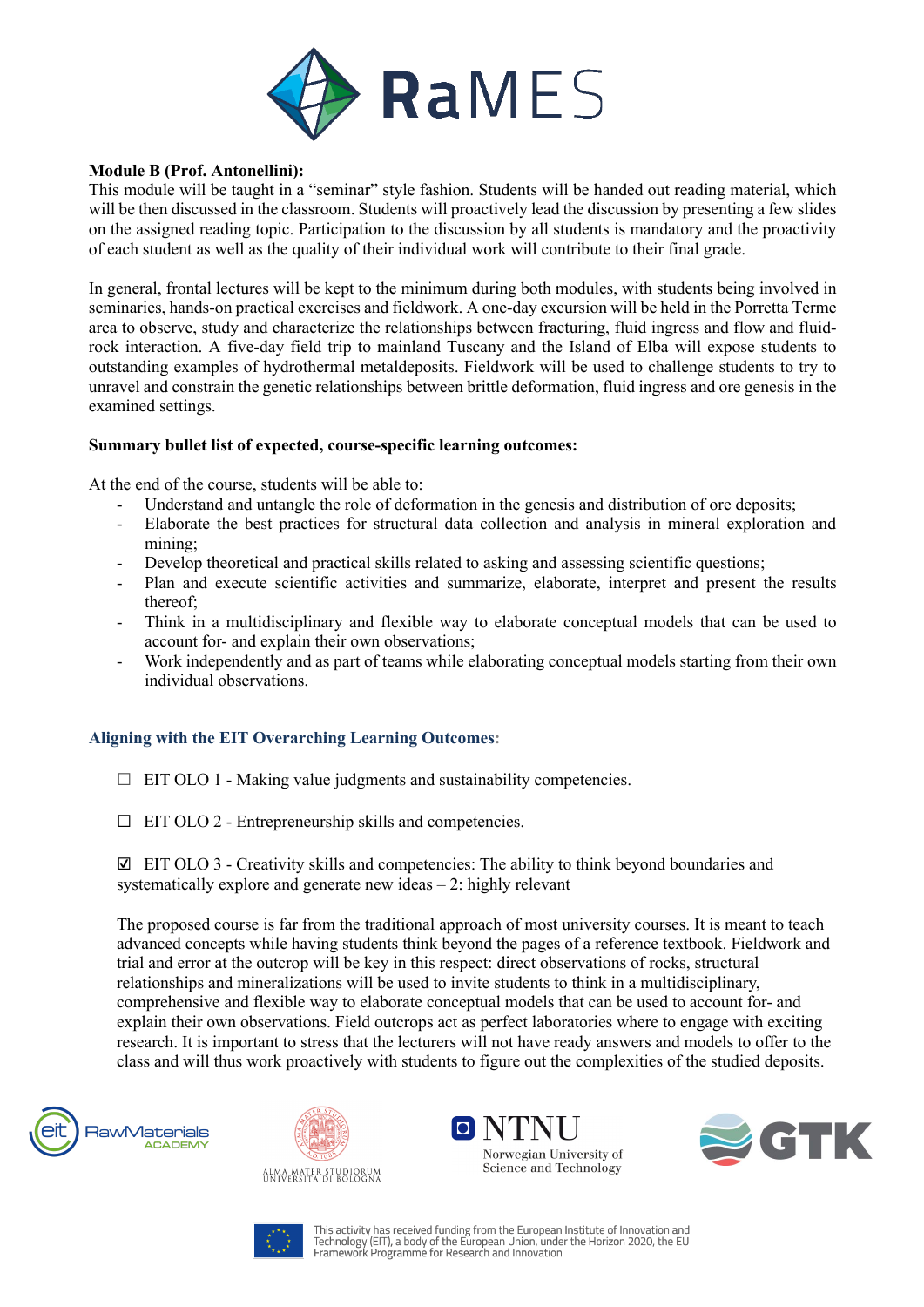**Module B (Prof. Antonellini):**
This module will be taught in a "seminar" style fashion. Students will be handed out reading material, which will be then discussed in the classroom. Students will proactively lead the discussion by presenting a few slides on the assigned reading topic. Participation to the discussion by all students is mandatory and the proactivity of each student as well as the quality of their individual work will contribute to their final grade.

In general, frontal lectures will be kept to the minimum during both modules, with students being involved in seminaries, hands-on practical exercises and fieldwork. A one-day excursion will be held in the Porretta Terme area to observe, study and characterize the relationships between fracturing, fluid ingress and flow and fluid-rock interaction. A five-day field trip to mainland Tuscany and the Island of Elba will expose students to outstanding examples of hydrothermal metaldeposits. Fieldwork will be used to challenge students to try to unravel and constrain the genetic relationships between brittle deformation, fluid ingress and ore genesis in the examined settings.

**Summary bullet list of expected, course-specific learning outcomes:**

At the end of the course, students will be able to:

- Understand and untangle the role of deformation in the genesis and distribution of ore deposits;
- Elaborate the best practices for structural data collection and analysis in mineral exploration and mining;
- Develop theoretical and practical skills related to asking and assessing scientific questions;
- Plan and execute scientific activities and summarize, elaborate, interpret and present the results thereof;
- Think in a multidisciplinary and flexible way to elaborate conceptual models that can be used to account for- and explain their own observations;
- Work independently and as part of teams while elaborating conceptual models starting from their own individual observations.

**Aligning with the EIT Overarching Learning Outcomes:**

☐ EIT OLO 1 - Making value judgments and sustainability competencies.

☐ EIT OLO 2 - Entrepreneurship skills and competencies.

☑ EIT OLO 3 - Creativity skills and competencies: The ability to think beyond boundaries and systematically explore and generate new ideas – 2: highly relevant

The proposed course is far from the traditional approach of most university courses. It is meant to teach advanced concepts while having students think beyond the pages of a reference textbook. Fieldwork and trial and error at the outcrop will be key in this respect: direct observations of rocks, structural relationships and mineralizations will be used to invite students to think in a multidisciplinary, comprehensive and flexible way to elaborate conceptual models that can be used to account for- and explain their own observations. Field outcrops act as perfect laboratories where to engage with exciting research. It is important to stress that the lecturers will not have ready answers and models to offer to the class and will thus work proactively with students to figure out the complexities of the studied deposits.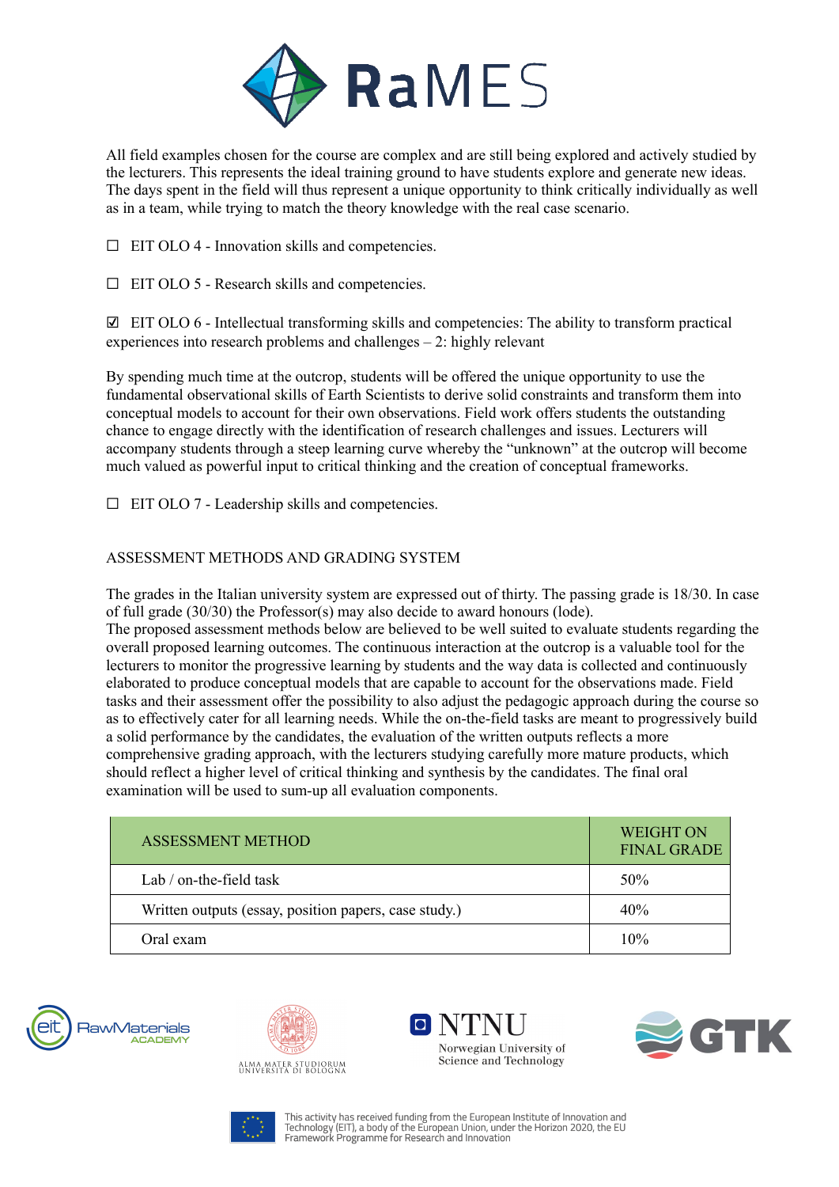All field examples chosen for the course are complex and are still being explored and actively studied by the lecturers. This represents the ideal training ground to have students explore and generate new ideas. The days spent in the field will thus represent a unique opportunity to think critically individually as well as in a team, while trying to match the theory knowledge with the real case scenario.

☐ EIT OLO 4 - Innovation skills and competencies.

☐ EIT OLO 5 - Research skills and competencies.

☑ EIT OLO 6 - Intellectual transforming skills and competencies: The ability to transform practical experiences into research problems and challenges – 2: highly relevant

By spending much time at the outcrop, students will be offered the unique opportunity to use the fundamental observational skills of Earth Scientists to derive solid constraints and transform them into conceptual models to account for their own observations. Field work offers students the outstanding chance to engage directly with the identification of research challenges and issues. Lecturers will accompany students through a steep learning curve whereby the "unknown" at the outcrop will become much valued as powerful input to critical thinking and the creation of conceptual frameworks.

☐ EIT OLO 7 - Leadership skills and competencies.

## ASSESSMENT METHODS AND GRADING SYSTEM

The grades in the Italian university system are expressed out of thirty. The passing grade is 18/30. In case of full grade (30/30) the Professor(s) may also decide to award honours (lode).
The proposed assessment methods below are believed to be well suited to evaluate students regarding the overall proposed learning outcomes. The continuous interaction at the outcrop is a valuable tool for the lecturers to monitor the progressive learning by students and the way data is collected and continuously elaborated to produce conceptual models that are capable to account for the observations made. Field tasks and their assessment offer the possibility to also adjust the pedagogic approach during the course so as to effectively cater for all learning needs. While the on-the-field tasks are meant to progressively build a solid performance by the candidates, the evaluation of the written outputs reflects a more comprehensive grading approach, with the lecturers studying carefully more mature products, which should reflect a higher level of critical thinking and synthesis by the candidates. The final oral examination will be used to sum-up all evaluation components.

| ASSESSMENT METHOD | WEIGHT ON FINAL GRADE |
|---|---|
| Lab / on-the-field task | 50% |
| Written outputs (essay, position papers, case study.) | 40% |
| Oral exam | 10% |

This activity has received funding from the European Institute of Innovation and Technology (EIT), a body of the European Union, under the Horizon 2020, the EU Framework Programme for Research and Innovation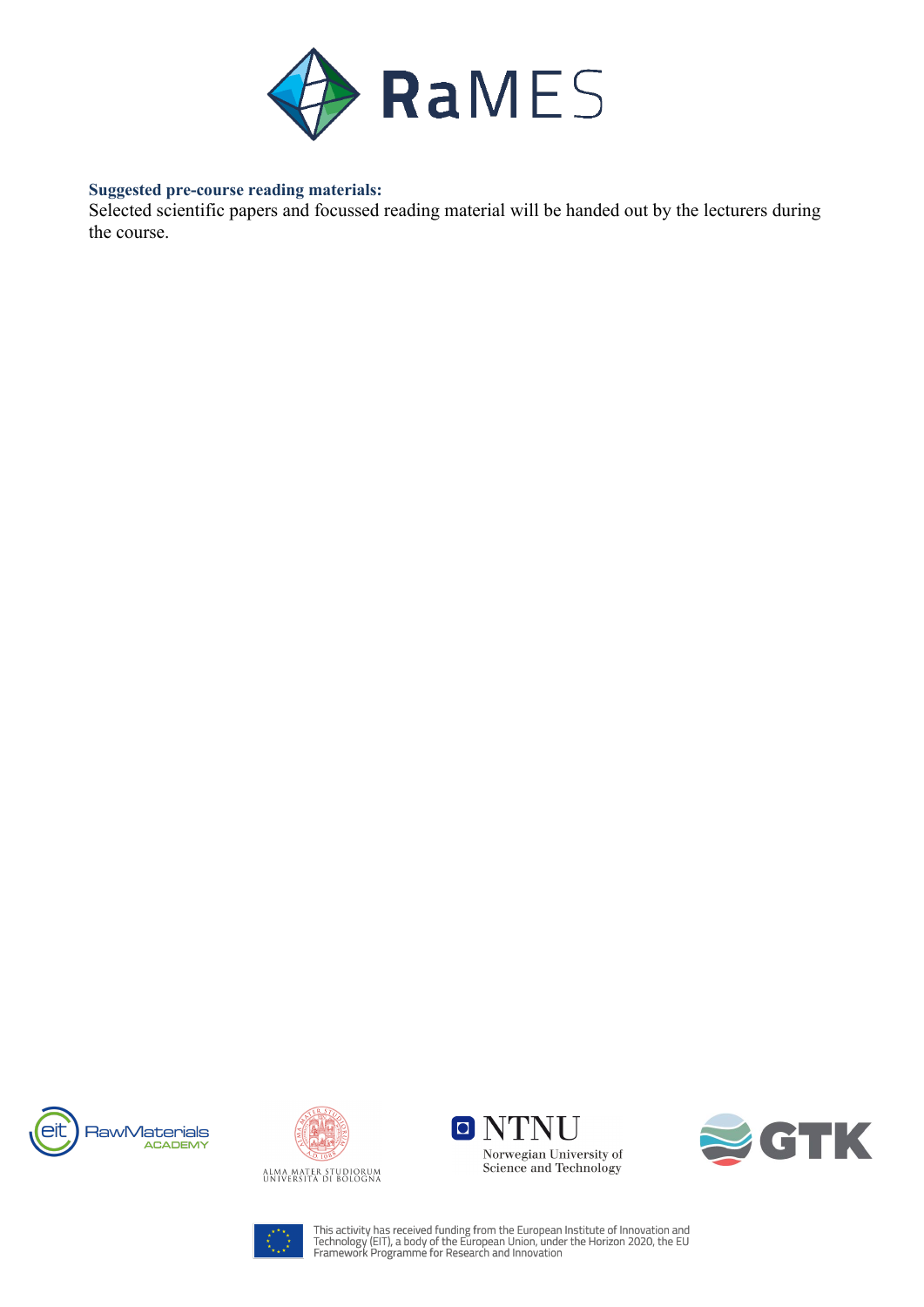**Suggested pre-course reading materials:**

Selected scientific papers and focussed reading material will be handed out by the lecturers during the course.

This activity has received funding from the European Institute of Innovation and Technology (EIT), a body of the European Union, under the Horizon 2020, the EU Framework Programme for Research and Innovation